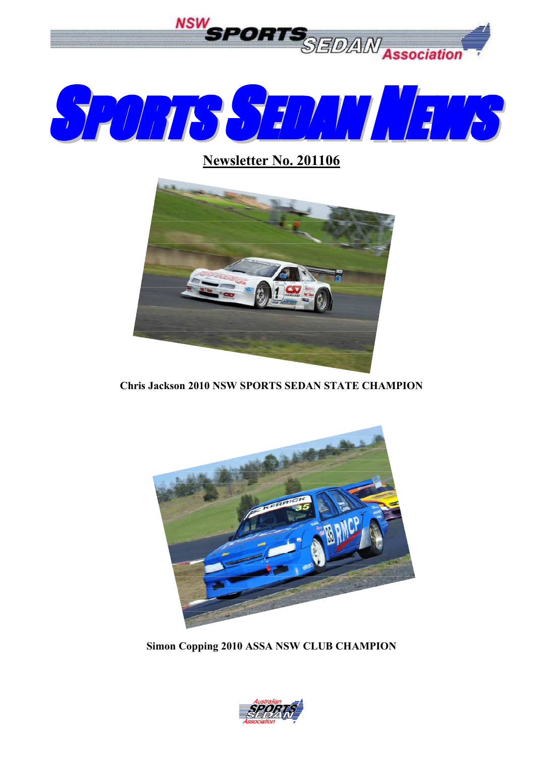# NSW SPORTS SEDAN Association

# SPORTS SEDAN NEWS

## Newsletter No. 201106

**Chris Jackson 2010 NSW SPORTS SEDAN STATE CHAMPION**

**Simon Copping 2010 ASSA NSW CLUB CHAMPION**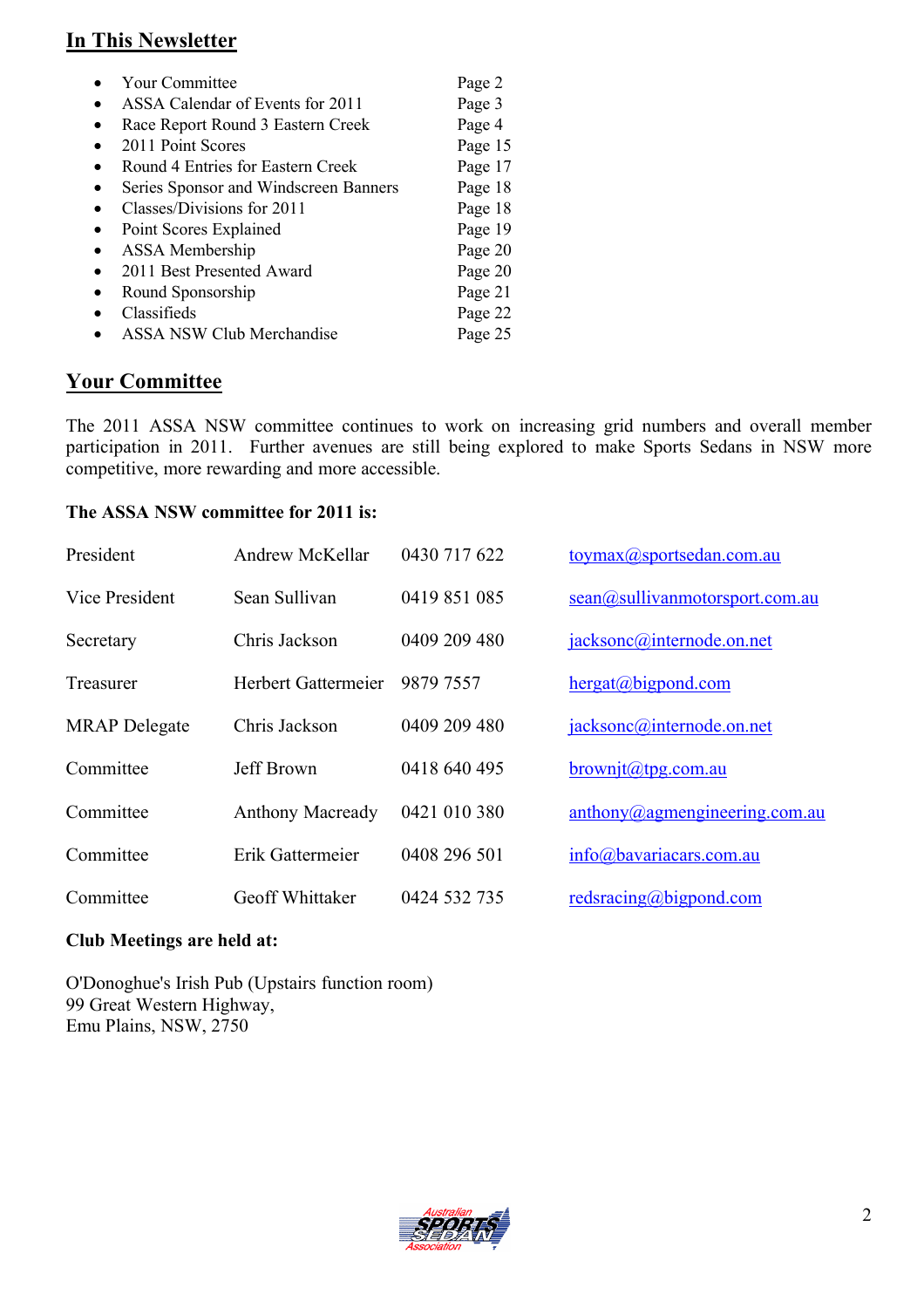## In This Newsletter

- Your Committee Page 2
- ASSA Calendar of Events for 2011 Page 3
- Race Report Round 3 Eastern Creek Page 4
- 2011 Point Scores Page 15
- Round 4 Entries for Eastern Creek Page 17
- Series Sponsor and Windscreen Banners Page 18
- Classes/Divisions for 2011 Page 18
- Point Scores Explained Page 19
- ASSA Membership Page 20
- 2011 Best Presented Award Page 20
- Round Sponsorship Page 21
- Classifieds Page 22
- ASSA NSW Club Merchandise Page 25

## Your Committee

The 2011 ASSA NSW committee continues to work on increasing grid numbers and overall member participation in 2011. Further avenues are still being explored to make Sports Sedans in NSW more competitive, more rewarding and more accessible.

**The ASSA NSW committee for 2011 is:**

| | | | |
|---|---|---|---|
| President | Andrew McKellar | 0430 717 622 | toymax@sportsedan.com.au |
| Vice President | Sean Sullivan | 0419 851 085 | sean@sullivanmotorsport.com.au |
| Secretary | Chris Jackson | 0409 209 480 | jacksonc@internode.on.net |
| Treasurer | Herbert Gattermeier | 9879 7557 | hergat@bigpond.com |
| MRAP Delegate | Chris Jackson | 0409 209 480 | jacksonc@internode.on.net |
| Committee | Jeff Brown | 0418 640 495 | brownjt@tpg.com.au |
| Committee | Anthony Macready | 0421 010 380 | anthony@agmengineering.com.au |
| Committee | Erik Gattermeier | 0408 296 501 | info@bavariacars.com.au |
| Committee | Geoff Whittaker | 0424 532 735 | redsracing@bigpond.com |

**Club Meetings are held at:**

O'Donoghue's Irish Pub (Upstairs function room)
99 Great Western Highway,
Emu Plains, NSW, 2750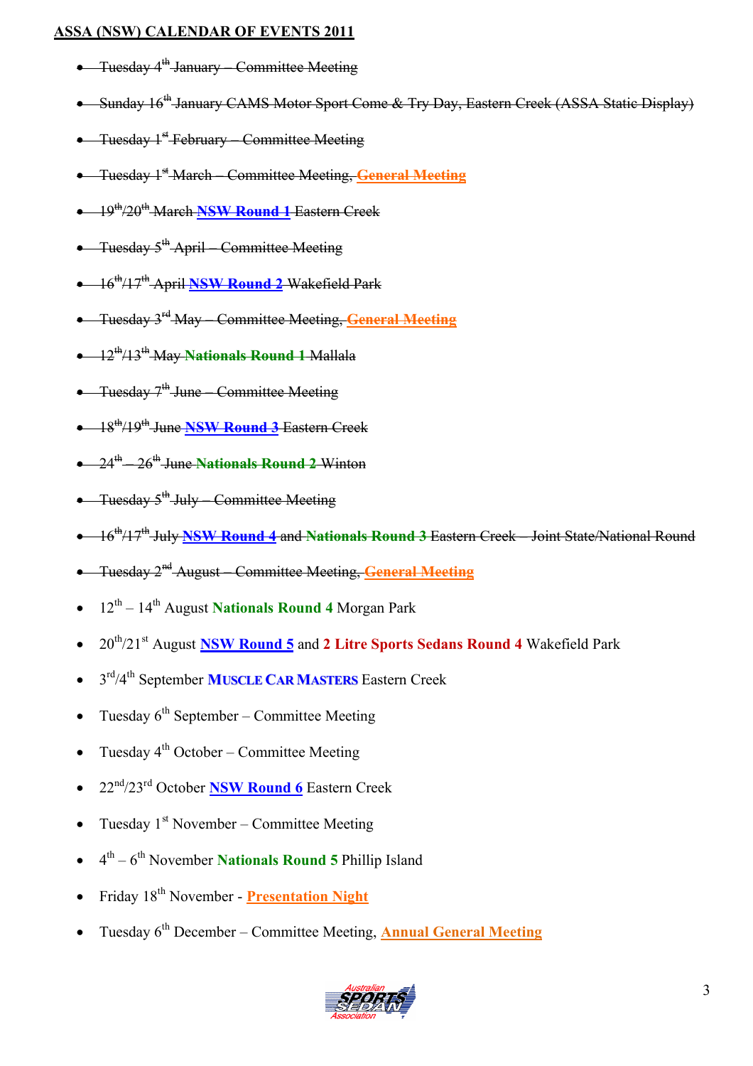**ASSA (NSW) CALENDAR OF EVENTS 2011**

- ~~Tuesday 4th January – Committee Meeting~~
- ~~Sunday 16th January CAMS Motor Sport Come & Try Day, Eastern Creek (ASSA Static Display)~~
- ~~Tuesday 1st February – Committee Meeting~~
- ~~Tuesday 1st March – Committee Meeting, **General Meeting**~~
- ~~19th/20th March **NSW Round 1** Eastern Creek~~
- ~~Tuesday 5th April – Committee Meeting~~
- ~~16th/17th April **NSW Round 2** Wakefield Park~~
- ~~Tuesday 3rd May – Committee Meeting, **General Meeting**~~
- ~~12th/13th May **Nationals Round 1** Mallala~~
- ~~Tuesday 7th June – Committee Meeting~~
- ~~18th/19th June **NSW Round 3** Eastern Creek~~
- ~~24th – 26th June **Nationals Round 2** Winton~~
- ~~Tuesday 5th July – Committee Meeting~~
- ~~16th/17th July **NSW Round 4** and **Nationals Round 3** Eastern Creek – Joint State/National Round~~
- ~~Tuesday 2nd August – Committee Meeting, **General Meeting**~~
- 12th – 14th August **Nationals Round 4** Morgan Park
- 20th/21st August **NSW Round 5** and **2 Litre Sports Sedans Round 4** Wakefield Park
- 3rd/4th September **MUSCLE CAR MASTERS** Eastern Creek
- Tuesday 6th September – Committee Meeting
- Tuesday 4th October – Committee Meeting
- 22nd/23rd October **NSW Round 6** Eastern Creek
- Tuesday 1st November – Committee Meeting
- 4th – 6th November **Nationals Round 5** Phillip Island
- Friday 18th November - **Presentation Night**
- Tuesday 6th December – Committee Meeting, **Annual General Meeting**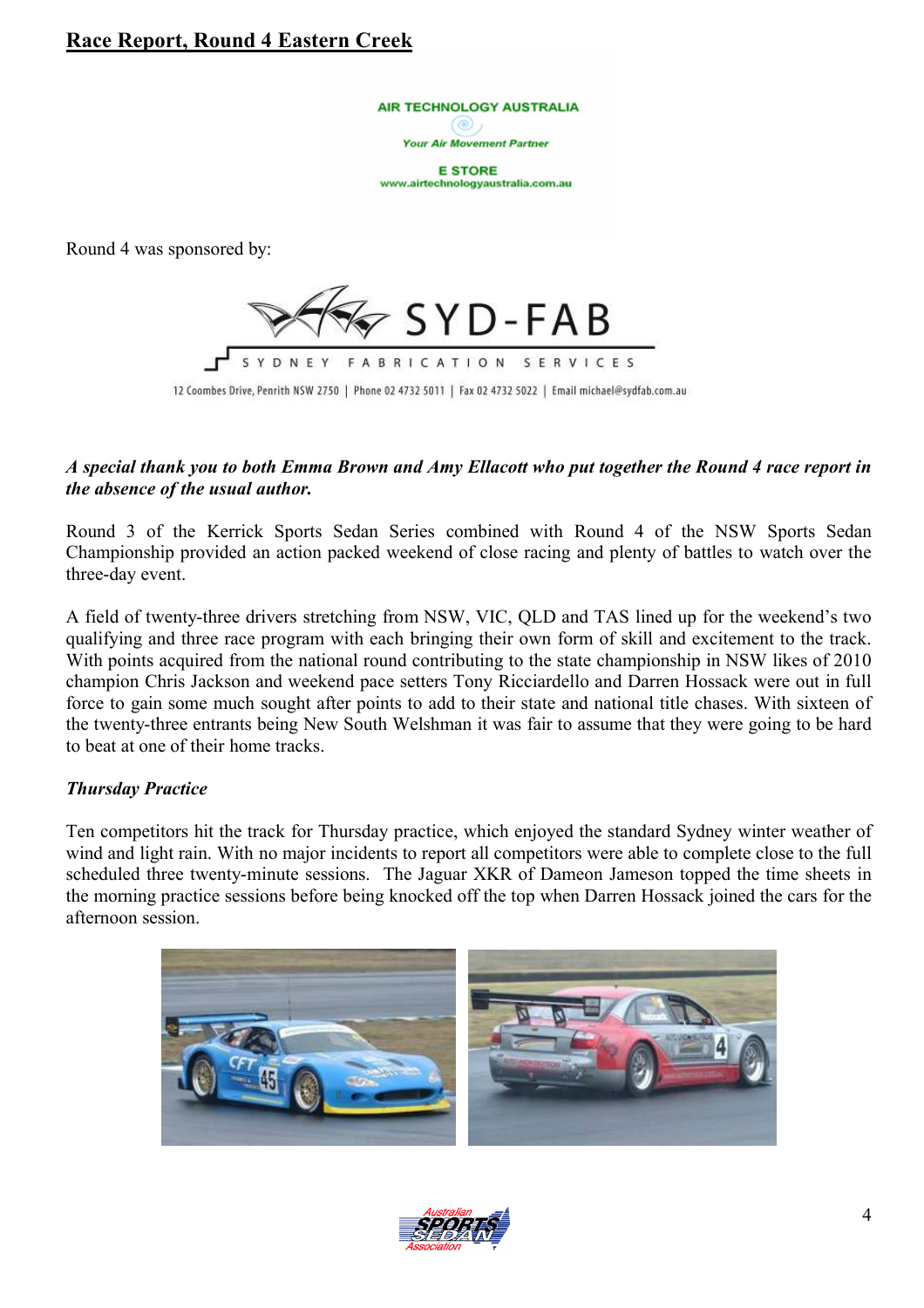# Race Report, Round 4 Eastern Creek

AIR TECHNOLOGY AUSTRALIA

*Your Air Movement Partner*

E STORE
www.airtechnologyaustralia.com.au

Round 4 was sponsored by:

SYD-FAB

SYDNEY FABRICATION SERVICES

12 Coombes Drive, Penrith NSW 2750 | Phone 02 4732 5011 | Fax 02 4732 5022 | Email michael@sydfab.com.au

***A special thank you to both Emma Brown and Amy Ellacott who put together the Round 4 race report in the absence of the usual author.***

Round 3 of the Kerrick Sports Sedan Series combined with Round 4 of the NSW Sports Sedan Championship provided an action packed weekend of close racing and plenty of battles to watch over the three-day event.

A field of twenty-three drivers stretching from NSW, VIC, QLD and TAS lined up for the weekend's two qualifying and three race program with each bringing their own form of skill and excitement to the track. With points acquired from the national round contributing to the state championship in NSW likes of 2010 champion Chris Jackson and weekend pace setters Tony Ricciardello and Darren Hossack were out in full force to gain some much sought after points to add to their state and national title chases. With sixteen of the twenty-three entrants being New South Welshman it was fair to assume that they were going to be hard to beat at one of their home tracks.

***Thursday Practice***

Ten competitors hit the track for Thursday practice, which enjoyed the standard Sydney winter weather of wind and light rain. With no major incidents to report all competitors were able to complete close to the full scheduled three twenty-minute sessions. The Jaguar XKR of Dameon Jameson topped the time sheets in the morning practice sessions before being knocked off the top when Darren Hossack joined the cars for the afternoon session.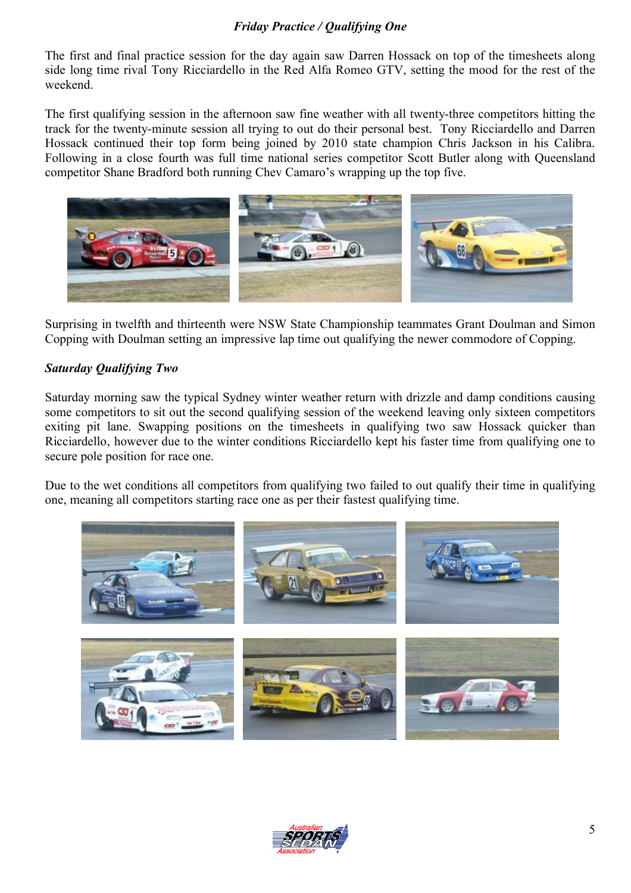*Friday Practice / Qualifying One*

The first and final practice session for the day again saw Darren Hossack on top of the timesheets along side long time rival Tony Ricciardello in the Red Alfa Romeo GTV, setting the mood for the rest of the weekend.

The first qualifying session in the afternoon saw fine weather with all twenty-three competitors hitting the track for the twenty-minute session all trying to out do their personal best. Tony Ricciardello and Darren Hossack continued their top form being joined by 2010 state champion Chris Jackson in his Calibra. Following in a close fourth was full time national series competitor Scott Butler along with Queensland competitor Shane Bradford both running Chev Camaro's wrapping up the top five.

Surprising in twelfth and thirteenth were NSW State Championship teammates Grant Doulman and Simon Copping with Doulman setting an impressive lap time out qualifying the newer commodore of Copping.

***Saturday Qualifying Two***

Saturday morning saw the typical Sydney winter weather return with drizzle and damp conditions causing some competitors to sit out the second qualifying session of the weekend leaving only sixteen competitors exiting pit lane. Swapping positions on the timesheets in qualifying two saw Hossack quicker than Ricciardello, however due to the winter conditions Ricciardello kept his faster time from qualifying one to secure pole position for race one.

Due to the wet conditions all competitors from qualifying two failed to out qualify their time in qualifying one, meaning all competitors starting race one as per their fastest qualifying time.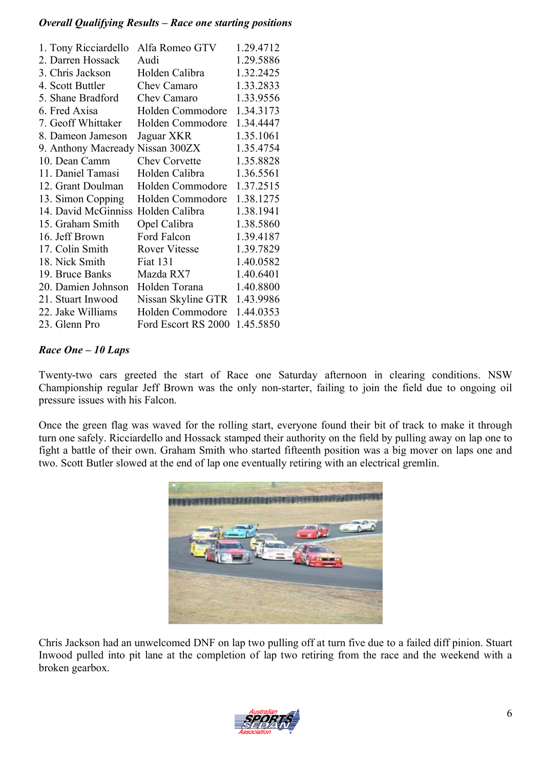***Overall Qualifying Results – Race one starting positions***

| Pos | Driver | Car | Time |
|---|---|---|---|
| 1. | Tony Ricciardello | Alfa Romeo GTV | 1.29.4712 |
| 2. | Darren Hossack | Audi | 1.29.5886 |
| 3. | Chris Jackson | Holden Calibra | 1.32.2425 |
| 4. | Scott Buttler | Chev Camaro | 1.33.2833 |
| 5. | Shane Bradford | Chev Camaro | 1.33.9556 |
| 6. | Fred Axisa | Holden Commodore | 1.34.3173 |
| 7. | Geoff Whittaker | Holden Commodore | 1.34.4447 |
| 8. | Dameon Jameson | Jaguar XKR | 1.35.1061 |
| 9. | Anthony Macready | Nissan 300ZX | 1.35.4754 |
| 10. | Dean Camm | Chev Corvette | 1.35.8828 |
| 11. | Daniel Tamasi | Holden Calibra | 1.36.5561 |
| 12. | Grant Doulman | Holden Commodore | 1.37.2515 |
| 13. | Simon Copping | Holden Commodore | 1.38.1275 |
| 14. | David McGinniss | Holden Calibra | 1.38.1941 |
| 15. | Graham Smith | Opel Calibra | 1.38.5860 |
| 16. | Jeff Brown | Ford Falcon | 1.39.4187 |
| 17. | Colin Smith | Rover Vitesse | 1.39.7829 |
| 18. | Nick Smith | Fiat 131 | 1.40.0582 |
| 19. | Bruce Banks | Mazda RX7 | 1.40.6401 |
| 20. | Damien Johnson | Holden Torana | 1.40.8800 |
| 21. | Stuart Inwood | Nissan Skyline GTR | 1.43.9986 |
| 22. | Jake Williams | Holden Commodore | 1.44.0353 |
| 23. | Glenn Pro | Ford Escort RS 2000 | 1.45.5850 |

***Race One – 10 Laps***

Twenty-two cars greeted the start of Race one Saturday afternoon in clearing conditions. NSW Championship regular Jeff Brown was the only non-starter, failing to join the field due to ongoing oil pressure issues with his Falcon.

Once the green flag was waved for the rolling start, everyone found their bit of track to make it through turn one safely. Ricciardello and Hossack stamped their authority on the field by pulling away on lap one to fight a battle of their own. Graham Smith who started fifteenth position was a big mover on laps one and two. Scott Butler slowed at the end of lap one eventually retiring with an electrical gremlin.

Chris Jackson had an unwelcomed DNF on lap two pulling off at turn five due to a failed diff pinion. Stuart Inwood pulled into pit lane at the completion of lap two retiring from the race and the weekend with a broken gearbox.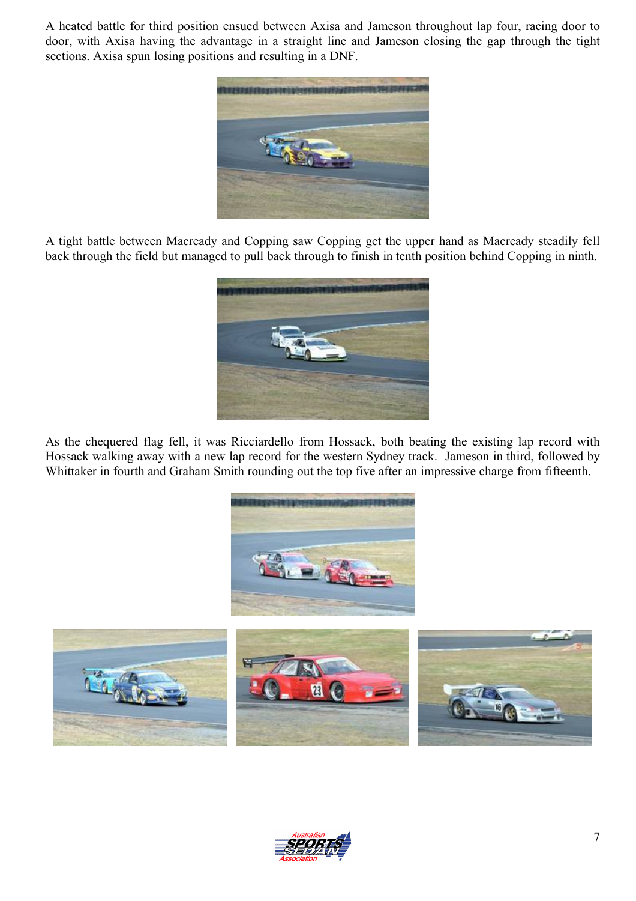A heated battle for third position ensued between Axisa and Jameson throughout lap four, racing door to door, with Axisa having the advantage in a straight line and Jameson closing the gap through the tight sections. Axisa spun losing positions and resulting in a DNF.

A tight battle between Macready and Copping saw Copping get the upper hand as Macready steadily fell back through the field but managed to pull back through to finish in tenth position behind Copping in ninth.

As the chequered flag fell, it was Ricciardello from Hossack, both beating the existing lap record with Hossack walking away with a new lap record for the western Sydney track. Jameson in third, followed by Whittaker in fourth and Graham Smith rounding out the top five after an impressive charge from fifteenth.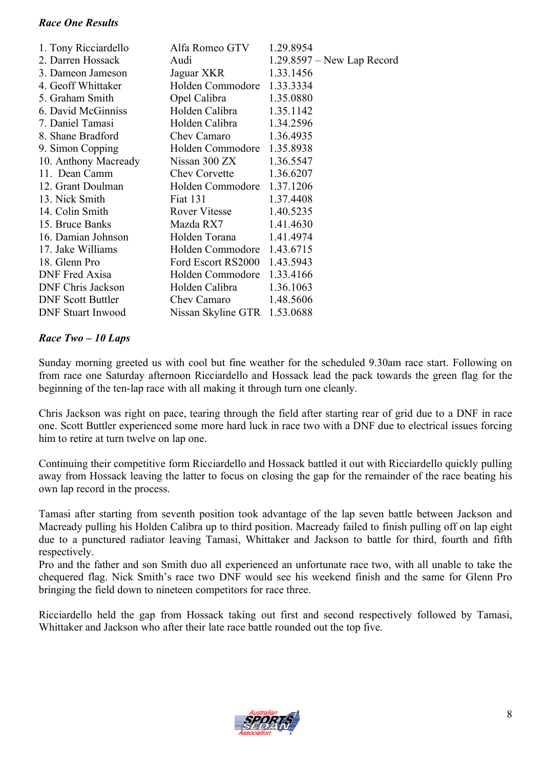***Race One Results***

| | | |
|---|---|---|
| 1. Tony Ricciardello | Alfa Romeo GTV | 1.29.8954 |
| 2. Darren Hossack | Audi | 1.29.8597 – New Lap Record |
| 3. Dameon Jameson | Jaguar XKR | 1.33.1456 |
| 4. Geoff Whittaker | Holden Commodore | 1.33.3334 |
| 5. Graham Smith | Opel Calibra | 1.35.0880 |
| 6. David McGinniss | Holden Calibra | 1.35.1142 |
| 7. Daniel Tamasi | Holden Calibra | 1.34.2596 |
| 8. Shane Bradford | Chev Camaro | 1.36.4935 |
| 9. Simon Copping | Holden Commodore | 1.35.8938 |
| 10. Anthony Macready | Nissan 300 ZX | 1.36.5547 |
| 11. Dean Camm | Chev Corvette | 1.36.6207 |
| 12. Grant Doulman | Holden Commodore | 1.37.1206 |
| 13. Nick Smith | Fiat 131 | 1.37.4408 |
| 14. Colin Smith | Rover Vitesse | 1.40.5235 |
| 15. Bruce Banks | Mazda RX7 | 1.41.4630 |
| 16. Damian Johnson | Holden Torana | 1.41.4974 |
| 17. Jake Williams | Holden Commodore | 1.43.6715 |
| 18. Glenn Pro | Ford Escort RS2000 | 1.43.5943 |
| DNF Fred Axisa | Holden Commodore | 1.33.4166 |
| DNF Chris Jackson | Holden Calibra | 1.36.1063 |
| DNF Scott Buttler | Chev Camaro | 1.48.5606 |
| DNF Stuart Inwood | Nissan Skyline GTR | 1.53.0688 |

***Race Two – 10 Laps***

Sunday morning greeted us with cool but fine weather for the scheduled 9.30am race start. Following on from race one Saturday afternoon Ricciardello and Hossack lead the pack towards the green flag for the beginning of the ten-lap race with all making it through turn one cleanly.

Chris Jackson was right on pace, tearing through the field after starting rear of grid due to a DNF in race one. Scott Buttler experienced some more hard luck in race two with a DNF due to electrical issues forcing him to retire at turn twelve on lap one.

Continuing their competitive form Ricciardello and Hossack battled it out with Ricciardello quickly pulling away from Hossack leaving the latter to focus on closing the gap for the remainder of the race beating his own lap record in the process.

Tamasi after starting from seventh position took advantage of the lap seven battle between Jackson and Macready pulling his Holden Calibra up to third position. Macready failed to finish pulling off on lap eight due to a punctured radiator leaving Tamasi, Whittaker and Jackson to battle for third, fourth and fifth respectively.
Pro and the father and son Smith duo all experienced an unfortunate race two, with all unable to take the chequered flag. Nick Smith's race two DNF would see his weekend finish and the same for Glenn Pro bringing the field down to nineteen competitors for race three.

Ricciardello held the gap from Hossack taking out first and second respectively followed by Tamasi, Whittaker and Jackson who after their late race battle rounded out the top five.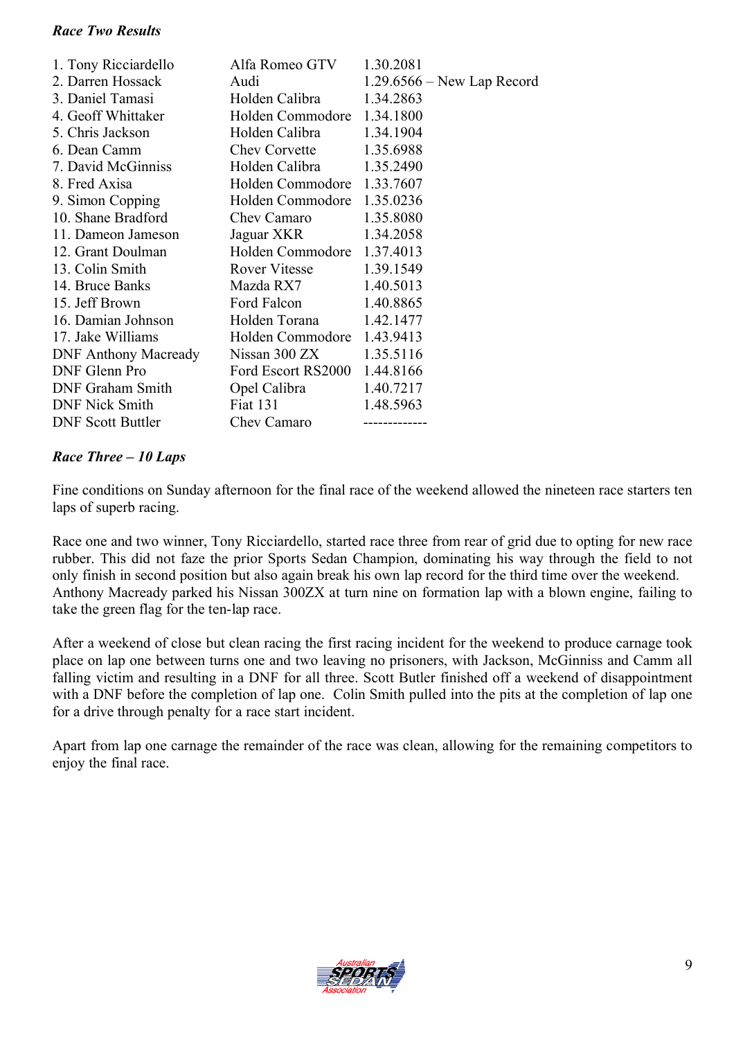***Race Two Results***

| Position | Driver | Car | Time |
|---|---|---|---|
| 1. | Tony Ricciardello | Alfa Romeo GTV | 1.30.2081 |
| 2. | Darren Hossack | Audi | 1.29.6566 – New Lap Record |
| 3. | Daniel Tamasi | Holden Calibra | 1.34.2863 |
| 4. | Geoff Whittaker | Holden Commodore | 1.34.1800 |
| 5. | Chris Jackson | Holden Calibra | 1.34.1904 |
| 6. | Dean Camm | Chev Corvette | 1.35.6988 |
| 7. | David McGinniss | Holden Calibra | 1.35.2490 |
| 8. | Fred Axisa | Holden Commodore | 1.33.7607 |
| 9. | Simon Copping | Holden Commodore | 1.35.0236 |
| 10. | Shane Bradford | Chev Camaro | 1.35.8080 |
| 11. | Dameon Jameson | Jaguar XKR | 1.34.2058 |
| 12. | Grant Doulman | Holden Commodore | 1.37.4013 |
| 13. | Colin Smith | Rover Vitesse | 1.39.1549 |
| 14. | Bruce Banks | Mazda RX7 | 1.40.5013 |
| 15. | Jeff Brown | Ford Falcon | 1.40.8865 |
| 16. | Damian Johnson | Holden Torana | 1.42.1477 |
| 17. | Jake Williams | Holden Commodore | 1.43.9413 |
| DNF | Anthony Macready | Nissan 300 ZX | 1.35.5116 |
| DNF | Glenn Pro | Ford Escort RS2000 | 1.44.8166 |
| DNF | Graham Smith | Opel Calibra | 1.40.7217 |
| DNF | Nick Smith | Fiat 131 | 1.48.5963 |
| DNF | Scott Buttler | Chev Camaro | ------------- |

***Race Three – 10 Laps***

Fine conditions on Sunday afternoon for the final race of the weekend allowed the nineteen race starters ten laps of superb racing.

Race one and two winner, Tony Ricciardello, started race three from rear of grid due to opting for new race rubber. This did not faze the prior Sports Sedan Champion, dominating his way through the field to not only finish in second position but also again break his own lap record for the third time over the weekend. Anthony Macready parked his Nissan 300ZX at turn nine on formation lap with a blown engine, failing to take the green flag for the ten-lap race.

After a weekend of close but clean racing the first racing incident for the weekend to produce carnage took place on lap one between turns one and two leaving no prisoners, with Jackson, McGinniss and Camm all falling victim and resulting in a DNF for all three. Scott Butler finished off a weekend of disappointment with a DNF before the completion of lap one. Colin Smith pulled into the pits at the completion of lap one for a drive through penalty for a race start incident.

Apart from lap one carnage the remainder of the race was clean, allowing for the remaining competitors to enjoy the final race.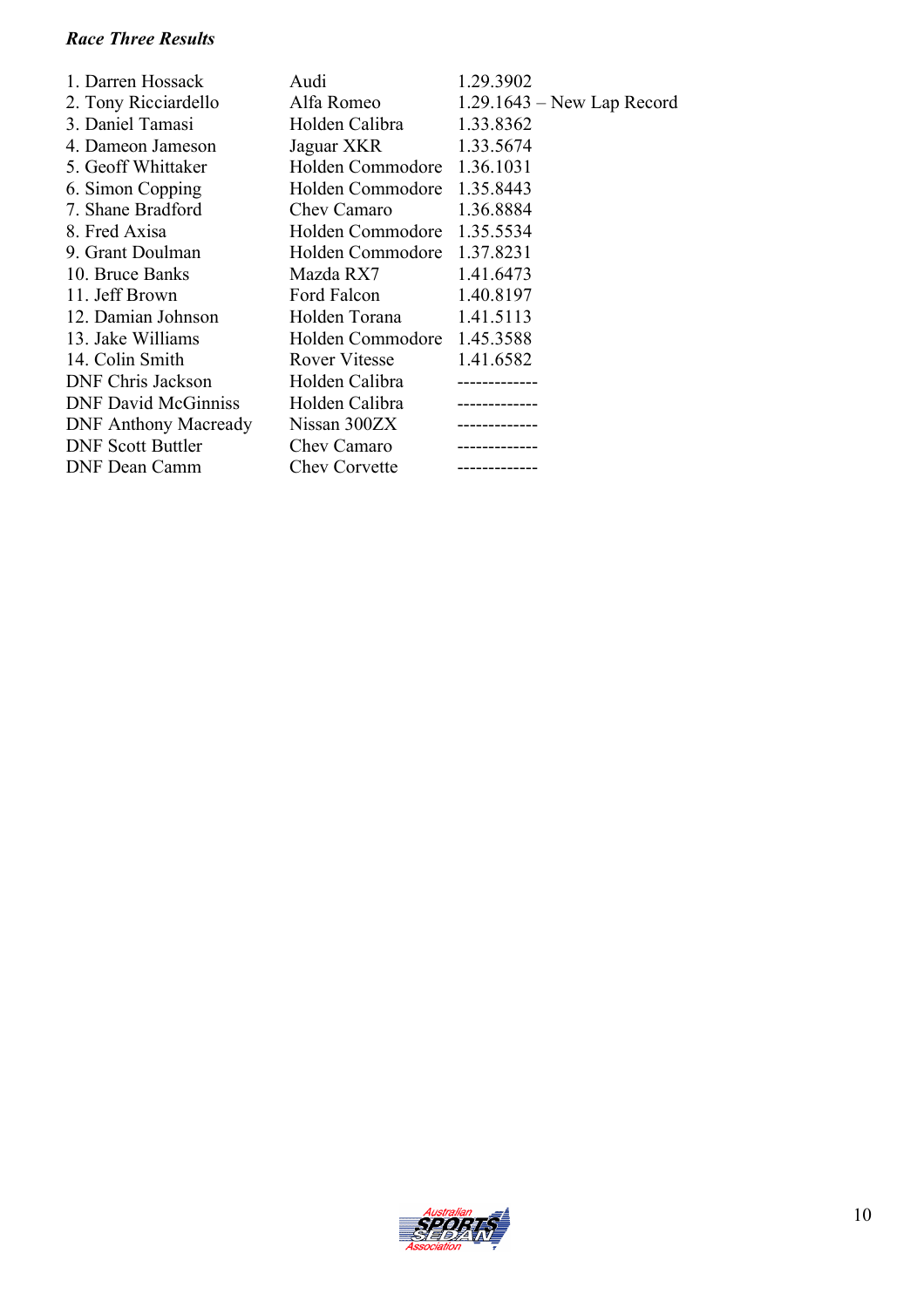***Race Three Results***

| | | |
|---|---|---|
| 1. Darren Hossack | Audi | 1.29.3902 |
| 2. Tony Ricciardello | Alfa Romeo | 1.29.1643 – New Lap Record |
| 3. Daniel Tamasi | Holden Calibra | 1.33.8362 |
| 4. Dameon Jameson | Jaguar XKR | 1.33.5674 |
| 5. Geoff Whittaker | Holden Commodore | 1.36.1031 |
| 6. Simon Copping | Holden Commodore | 1.35.8443 |
| 7. Shane Bradford | Chev Camaro | 1.36.8884 |
| 8. Fred Axisa | Holden Commodore | 1.35.5534 |
| 9. Grant Doulman | Holden Commodore | 1.37.8231 |
| 10. Bruce Banks | Mazda RX7 | 1.41.6473 |
| 11. Jeff Brown | Ford Falcon | 1.40.8197 |
| 12. Damian Johnson | Holden Torana | 1.41.5113 |
| 13. Jake Williams | Holden Commodore | 1.45.3588 |
| 14. Colin Smith | Rover Vitesse | 1.41.6582 |
| DNF Chris Jackson | Holden Calibra | ------------- |
| DNF David McGinniss | Holden Calibra | ------------- |
| DNF Anthony Macready | Nissan 300ZX | ------------- |
| DNF Scott Buttler | Chev Camaro | ------------- |
| DNF Dean Camm | Chev Corvette | ------------- |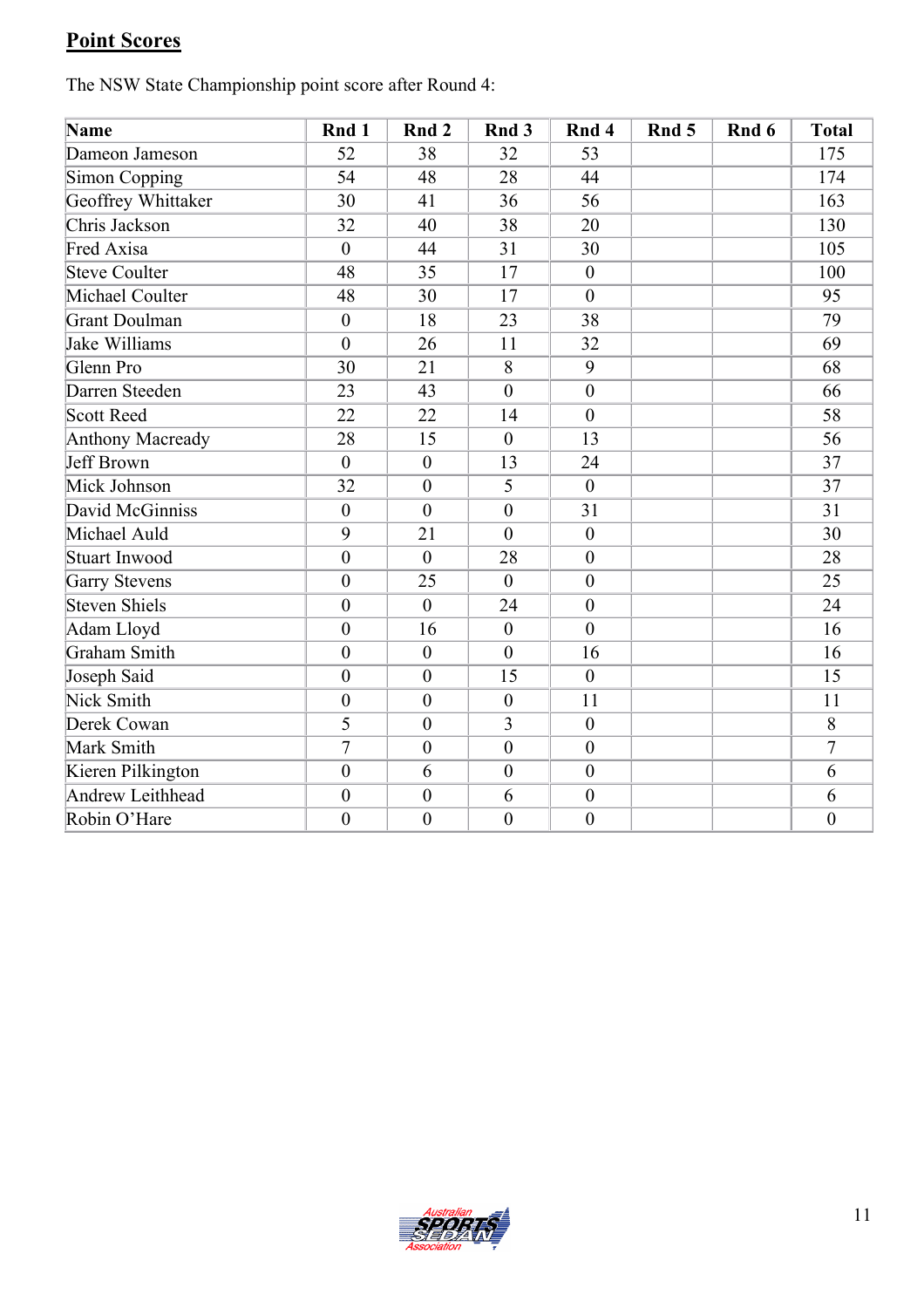## Point Scores

The NSW State Championship point score after Round 4:

| Name | Rnd 1 | Rnd 2 | Rnd 3 | Rnd 4 | Rnd 5 | Rnd 6 | Total |
|---|---|---|---|---|---|---|---|
| Dameon Jameson | 52 | 38 | 32 | 53 | | | 175 |
| Simon Copping | 54 | 48 | 28 | 44 | | | 174 |
| Geoffrey Whittaker | 30 | 41 | 36 | 56 | | | 163 |
| Chris Jackson | 32 | 40 | 38 | 20 | | | 130 |
| Fred Axisa | 0 | 44 | 31 | 30 | | | 105 |
| Steve Coulter | 48 | 35 | 17 | 0 | | | 100 |
| Michael Coulter | 48 | 30 | 17 | 0 | | | 95 |
| Grant Doulman | 0 | 18 | 23 | 38 | | | 79 |
| Jake Williams | 0 | 26 | 11 | 32 | | | 69 |
| Glenn Pro | 30 | 21 | 8 | 9 | | | 68 |
| Darren Steeden | 23 | 43 | 0 | 0 | | | 66 |
| Scott Reed | 22 | 22 | 14 | 0 | | | 58 |
| Anthony Macready | 28 | 15 | 0 | 13 | | | 56 |
| Jeff Brown | 0 | 0 | 13 | 24 | | | 37 |
| Mick Johnson | 32 | 0 | 5 | 0 | | | 37 |
| David McGinniss | 0 | 0 | 0 | 31 | | | 31 |
| Michael Auld | 9 | 21 | 0 | 0 | | | 30 |
| Stuart Inwood | 0 | 0 | 28 | 0 | | | 28 |
| Garry Stevens | 0 | 25 | 0 | 0 | | | 25 |
| Steven Shiels | 0 | 0 | 24 | 0 | | | 24 |
| Adam Lloyd | 0 | 16 | 0 | 0 | | | 16 |
| Graham Smith | 0 | 0 | 0 | 16 | | | 16 |
| Joseph Said | 0 | 0 | 15 | 0 | | | 15 |
| Nick Smith | 0 | 0 | 0 | 11 | | | 11 |
| Derek Cowan | 5 | 0 | 3 | 0 | | | 8 |
| Mark Smith | 7 | 0 | 0 | 0 | | | 7 |
| Kieren Pilkington | 0 | 6 | 0 | 0 | | | 6 |
| Andrew Leithhead | 0 | 0 | 6 | 0 | | | 6 |
| Robin O'Hare | 0 | 0 | 0 | 0 | | | 0 |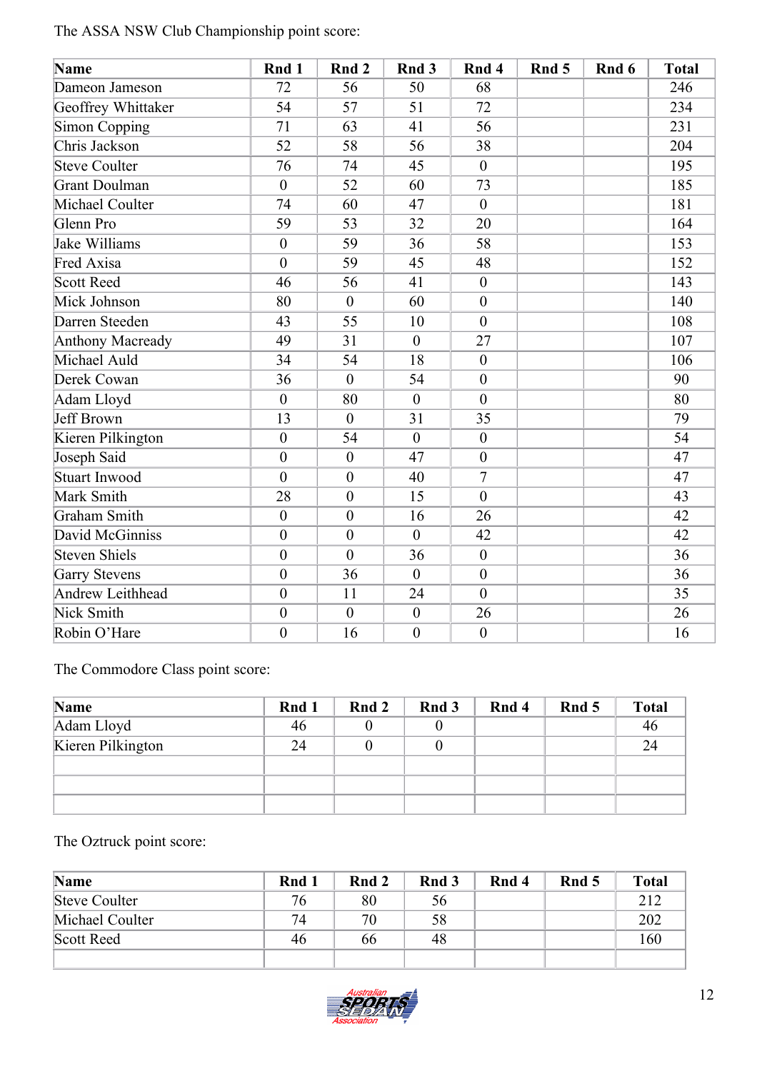The ASSA NSW Club Championship point score:

| Name | Rnd 1 | Rnd 2 | Rnd 3 | Rnd 4 | Rnd 5 | Rnd 6 | Total |
|---|---|---|---|---|---|---|---|
| Dameon Jameson | 72 | 56 | 50 | 68 | | | 246 |
| Geoffrey Whittaker | 54 | 57 | 51 | 72 | | | 234 |
| Simon Copping | 71 | 63 | 41 | 56 | | | 231 |
| Chris Jackson | 52 | 58 | 56 | 38 | | | 204 |
| Steve Coulter | 76 | 74 | 45 | 0 | | | 195 |
| Grant Doulman | 0 | 52 | 60 | 73 | | | 185 |
| Michael Coulter | 74 | 60 | 47 | 0 | | | 181 |
| Glenn Pro | 59 | 53 | 32 | 20 | | | 164 |
| Jake Williams | 0 | 59 | 36 | 58 | | | 153 |
| Fred Axisa | 0 | 59 | 45 | 48 | | | 152 |
| Scott Reed | 46 | 56 | 41 | 0 | | | 143 |
| Mick Johnson | 80 | 0 | 60 | 0 | | | 140 |
| Darren Steeden | 43 | 55 | 10 | 0 | | | 108 |
| Anthony Macready | 49 | 31 | 0 | 27 | | | 107 |
| Michael Auld | 34 | 54 | 18 | 0 | | | 106 |
| Derek Cowan | 36 | 0 | 54 | 0 | | | 90 |
| Adam Lloyd | 0 | 80 | 0 | 0 | | | 80 |
| Jeff Brown | 13 | 0 | 31 | 35 | | | 79 |
| Kieren Pilkington | 0 | 54 | 0 | 0 | | | 54 |
| Joseph Said | 0 | 0 | 47 | 0 | | | 47 |
| Stuart Inwood | 0 | 0 | 40 | 7 | | | 47 |
| Mark Smith | 28 | 0 | 15 | 0 | | | 43 |
| Graham Smith | 0 | 0 | 16 | 26 | | | 42 |
| David McGinniss | 0 | 0 | 0 | 42 | | | 42 |
| Steven Shiels | 0 | 0 | 36 | 0 | | | 36 |
| Garry Stevens | 0 | 36 | 0 | 0 | | | 36 |
| Andrew Leithhead | 0 | 11 | 24 | 0 | | | 35 |
| Nick Smith | 0 | 0 | 0 | 26 | | | 26 |
| Robin O'Hare | 0 | 16 | 0 | 0 | | | 16 |

The Commodore Class point score:

| Name | Rnd 1 | Rnd 2 | Rnd 3 | Rnd 4 | Rnd 5 | Total |
|---|---|---|---|---|---|---|
| Adam Lloyd | 46 | 0 | 0 | | | 46 |
| Kieren Pilkington | 24 | 0 | 0 | | | 24 |
| | | | | | | |
| | | | | | | |
| | | | | | | |

The Oztruck point score:

| Name | Rnd 1 | Rnd 2 | Rnd 3 | Rnd 4 | Rnd 5 | Total |
|---|---|---|---|---|---|---|
| Steve Coulter | 76 | 80 | 56 | | | 212 |
| Michael Coulter | 74 | 70 | 58 | | | 202 |
| Scott Reed | 46 | 66 | 48 | | | 160 |
| | | | | | | |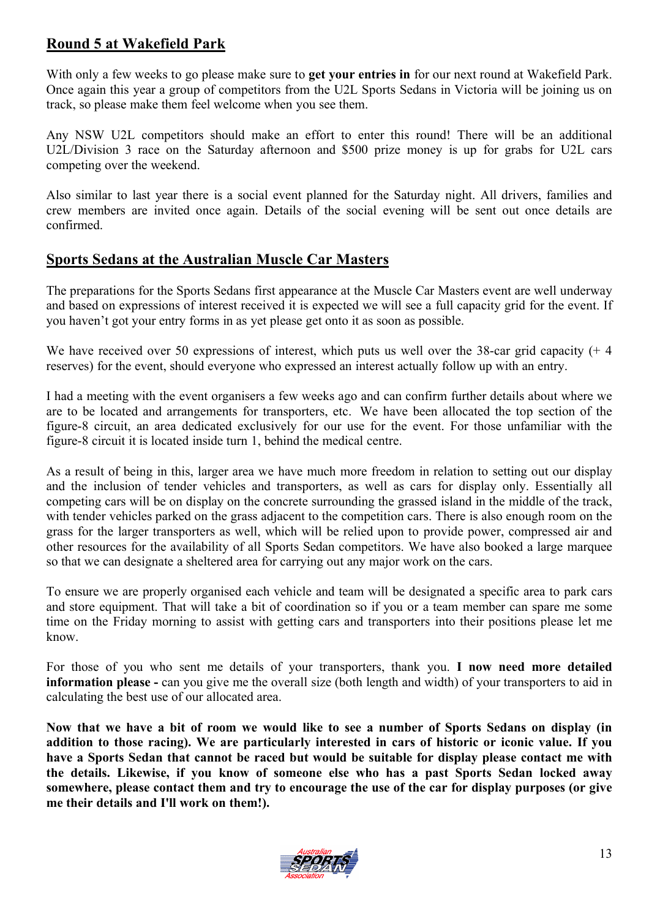## Round 5 at Wakefield Park

With only a few weeks to go please make sure to **get your entries in** for our next round at Wakefield Park. Once again this year a group of competitors from the U2L Sports Sedans in Victoria will be joining us on track, so please make them feel welcome when you see them.

Any NSW U2L competitors should make an effort to enter this round! There will be an additional U2L/Division 3 race on the Saturday afternoon and $500 prize money is up for grabs for U2L cars competing over the weekend.

Also similar to last year there is a social event planned for the Saturday night. All drivers, families and crew members are invited once again. Details of the social evening will be sent out once details are confirmed.

## Sports Sedans at the Australian Muscle Car Masters

The preparations for the Sports Sedans first appearance at the Muscle Car Masters event are well underway and based on expressions of interest received it is expected we will see a full capacity grid for the event. If you haven't got your entry forms in as yet please get onto it as soon as possible.

We have received over 50 expressions of interest, which puts us well over the 38-car grid capacity (+ 4 reserves) for the event, should everyone who expressed an interest actually follow up with an entry.

I had a meeting with the event organisers a few weeks ago and can confirm further details about where we are to be located and arrangements for transporters, etc. We have been allocated the top section of the figure-8 circuit, an area dedicated exclusively for our use for the event. For those unfamiliar with the figure-8 circuit it is located inside turn 1, behind the medical centre.

As a result of being in this, larger area we have much more freedom in relation to setting out our display and the inclusion of tender vehicles and transporters, as well as cars for display only. Essentially all competing cars will be on display on the concrete surrounding the grassed island in the middle of the track, with tender vehicles parked on the grass adjacent to the competition cars. There is also enough room on the grass for the larger transporters as well, which will be relied upon to provide power, compressed air and other resources for the availability of all Sports Sedan competitors. We have also booked a large marquee so that we can designate a sheltered area for carrying out any major work on the cars.

To ensure we are properly organised each vehicle and team will be designated a specific area to park cars and store equipment. That will take a bit of coordination so if you or a team member can spare me some time on the Friday morning to assist with getting cars and transporters into their positions please let me know.

For those of you who sent me details of your transporters, thank you. **I now need more detailed information please -** can you give me the overall size (both length and width) of your transporters to aid in calculating the best use of our allocated area.

**Now that we have a bit of room we would like to see a number of Sports Sedans on display (in addition to those racing). We are particularly interested in cars of historic or iconic value. If you have a Sports Sedan that cannot be raced but would be suitable for display please contact me with the details. Likewise, if you know of someone else who has a past Sports Sedan locked away somewhere, please contact them and try to encourage the use of the car for display purposes (or give me their details and I'll work on them!).**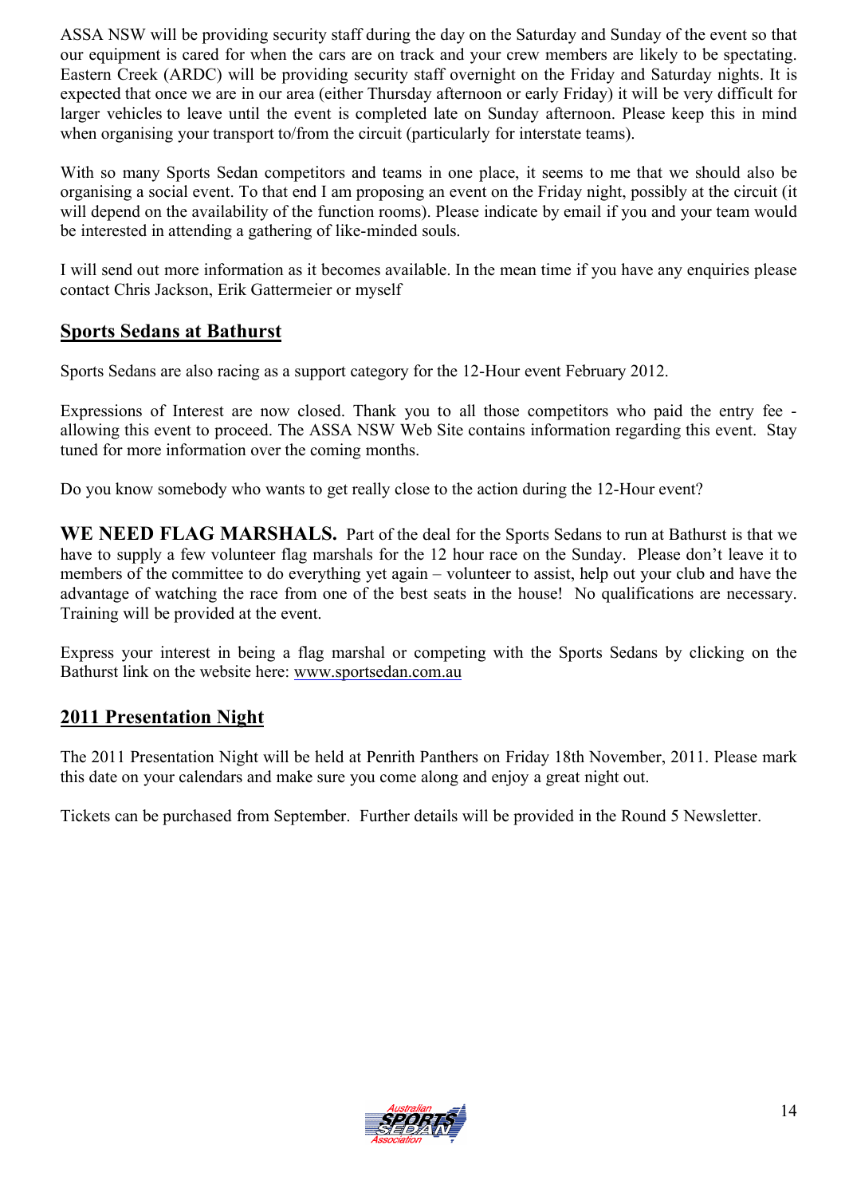ASSA NSW will be providing security staff during the day on the Saturday and Sunday of the event so that our equipment is cared for when the cars are on track and your crew members are likely to be spectating. Eastern Creek (ARDC) will be providing security staff overnight on the Friday and Saturday nights. It is expected that once we are in our area (either Thursday afternoon or early Friday) it will be very difficult for larger vehicles to leave until the event is completed late on Sunday afternoon. Please keep this in mind when organising your transport to/from the circuit (particularly for interstate teams).

With so many Sports Sedan competitors and teams in one place, it seems to me that we should also be organising a social event. To that end I am proposing an event on the Friday night, possibly at the circuit (it will depend on the availability of the function rooms). Please indicate by email if you and your team would be interested in attending a gathering of like-minded souls.

I will send out more information as it becomes available. In the mean time if you have any enquiries please contact Chris Jackson, Erik Gattermeier or myself

## Sports Sedans at Bathurst

Sports Sedans are also racing as a support category for the 12-Hour event February 2012.

Expressions of Interest are now closed. Thank you to all those competitors who paid the entry fee - allowing this event to proceed. The ASSA NSW Web Site contains information regarding this event. Stay tuned for more information over the coming months.

Do you know somebody who wants to get really close to the action during the 12-Hour event?

**WE NEED FLAG MARSHALS.** Part of the deal for the Sports Sedans to run at Bathurst is that we have to supply a few volunteer flag marshals for the 12 hour race on the Sunday. Please don't leave it to members of the committee to do everything yet again – volunteer to assist, help out your club and have the advantage of watching the race from one of the best seats in the house! No qualifications are necessary. Training will be provided at the event.

Express your interest in being a flag marshal or competing with the Sports Sedans by clicking on the Bathurst link on the website here: www.sportsedan.com.au

## 2011 Presentation Night

The 2011 Presentation Night will be held at Penrith Panthers on Friday 18th November, 2011. Please mark this date on your calendars and make sure you come along and enjoy a great night out.

Tickets can be purchased from September. Further details will be provided in the Round 5 Newsletter.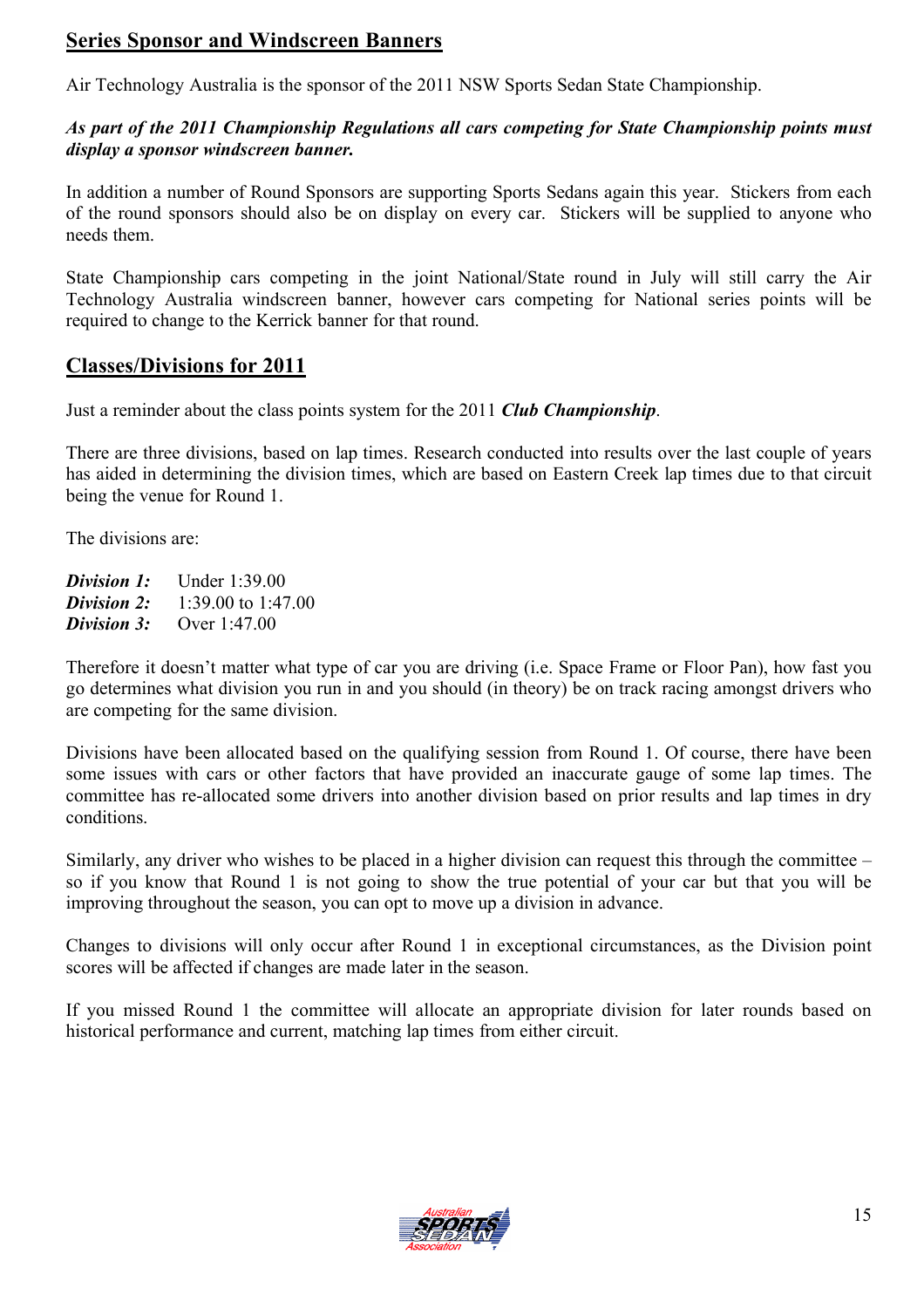## Series Sponsor and Windscreen Banners

Air Technology Australia is the sponsor of the 2011 NSW Sports Sedan State Championship.

***As part of the 2011 Championship Regulations all cars competing for State Championship points must display a sponsor windscreen banner.***

In addition a number of Round Sponsors are supporting Sports Sedans again this year. Stickers from each of the round sponsors should also be on display on every car. Stickers will be supplied to anyone who needs them.

State Championship cars competing in the joint National/State round in July will still carry the Air Technology Australia windscreen banner, however cars competing for National series points will be required to change to the Kerrick banner for that round.

## Classes/Divisions for 2011

Just a reminder about the class points system for the 2011 ***Club Championship***.

There are three divisions, based on lap times. Research conducted into results over the last couple of years has aided in determining the division times, which are based on Eastern Creek lap times due to that circuit being the venue for Round 1.

The divisions are:

***Division 1:*** Under 1:39.00
***Division 2:*** 1:39.00 to 1:47.00
***Division 3:*** Over 1:47.00

Therefore it doesn't matter what type of car you are driving (i.e. Space Frame or Floor Pan), how fast you go determines what division you run in and you should (in theory) be on track racing amongst drivers who are competing for the same division.

Divisions have been allocated based on the qualifying session from Round 1. Of course, there have been some issues with cars or other factors that have provided an inaccurate gauge of some lap times. The committee has re-allocated some drivers into another division based on prior results and lap times in dry conditions.

Similarly, any driver who wishes to be placed in a higher division can request this through the committee – so if you know that Round 1 is not going to show the true potential of your car but that you will be improving throughout the season, you can opt to move up a division in advance.

Changes to divisions will only occur after Round 1 in exceptional circumstances, as the Division point scores will be affected if changes are made later in the season.

If you missed Round 1 the committee will allocate an appropriate division for later rounds based on historical performance and current, matching lap times from either circuit.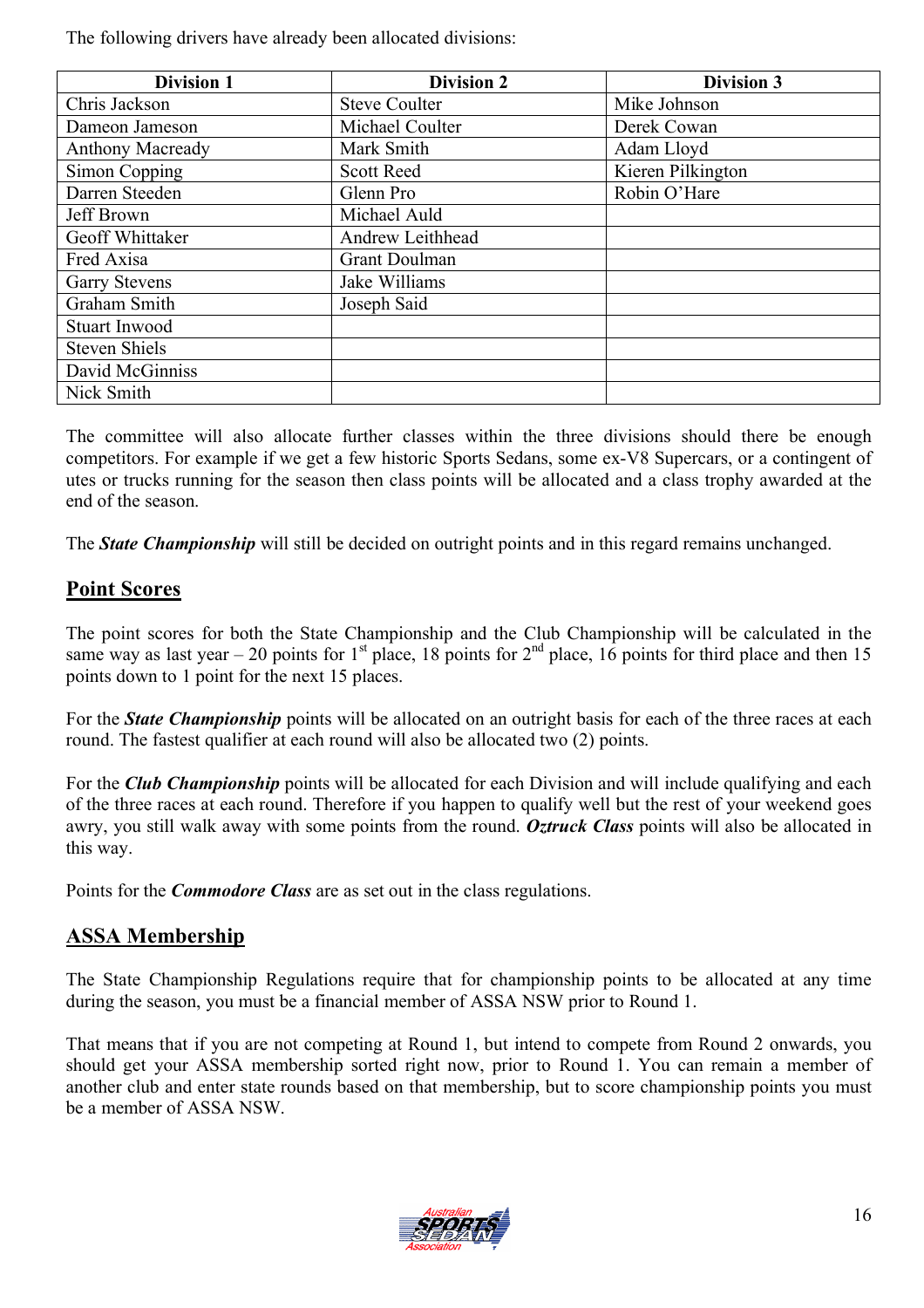The following drivers have already been allocated divisions:

| Division 1 | Division 2 | Division 3 |
|---|---|---|
| Chris Jackson | Steve Coulter | Mike Johnson |
| Dameon Jameson | Michael Coulter | Derek Cowan |
| Anthony Macready | Mark Smith | Adam Lloyd |
| Simon Copping | Scott Reed | Kieren Pilkington |
| Darren Steeden | Glenn Pro | Robin O'Hare |
| Jeff Brown | Michael Auld | |
| Geoff Whittaker | Andrew Leithhead | |
| Fred Axisa | Grant Doulman | |
| Garry Stevens | Jake Williams | |
| Graham Smith | Joseph Said | |
| Stuart Inwood | | |
| Steven Shiels | | |
| David McGinniss | | |
| Nick Smith | | |

The committee will also allocate further classes within the three divisions should there be enough competitors. For example if we get a few historic Sports Sedans, some ex-V8 Supercars, or a contingent of utes or trucks running for the season then class points will be allocated and a class trophy awarded at the end of the season.

The ***State Championship*** will still be decided on outright points and in this regard remains unchanged.

## Point Scores

The point scores for both the State Championship and the Club Championship will be calculated in the same way as last year – 20 points for 1st place, 18 points for 2nd place, 16 points for third place and then 15 points down to 1 point for the next 15 places.

For the ***State Championship*** points will be allocated on an outright basis for each of the three races at each round. The fastest qualifier at each round will also be allocated two (2) points.

For the ***Club Championship*** points will be allocated for each Division and will include qualifying and each of the three races at each round. Therefore if you happen to qualify well but the rest of your weekend goes awry, you still walk away with some points from the round. ***Oztruck Class*** points will also be allocated in this way.

Points for the ***Commodore Class*** are as set out in the class regulations.

## ASSA Membership

The State Championship Regulations require that for championship points to be allocated at any time during the season, you must be a financial member of ASSA NSW prior to Round 1.

That means that if you are not competing at Round 1, but intend to compete from Round 2 onwards, you should get your ASSA membership sorted right now, prior to Round 1. You can remain a member of another club and enter state rounds based on that membership, but to score championship points you must be a member of ASSA NSW.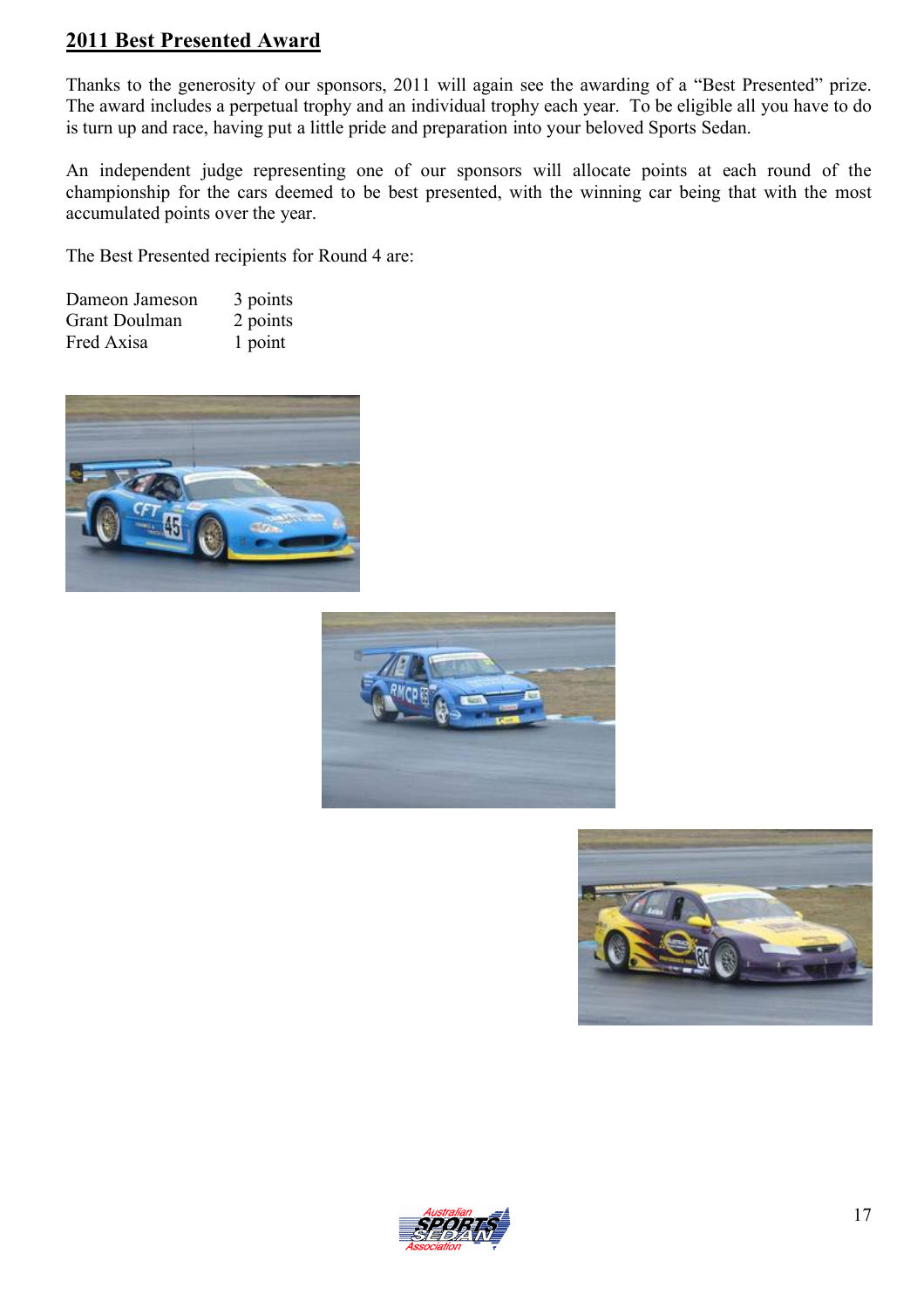## 2011 Best Presented Award

Thanks to the generosity of our sponsors, 2011 will again see the awarding of a "Best Presented" prize. The award includes a perpetual trophy and an individual trophy each year. To be eligible all you have to do is turn up and race, having put a little pride and preparation into your beloved Sports Sedan.

An independent judge representing one of our sponsors will allocate points at each round of the championship for the cars deemed to be best presented, with the winning car being that with the most accumulated points over the year.

The Best Presented recipients for Round 4 are:

| | |
|---|---|
| Dameon Jameson | 3 points |
| Grant Doulman | 2 points |
| Fred Axisa | 1 point |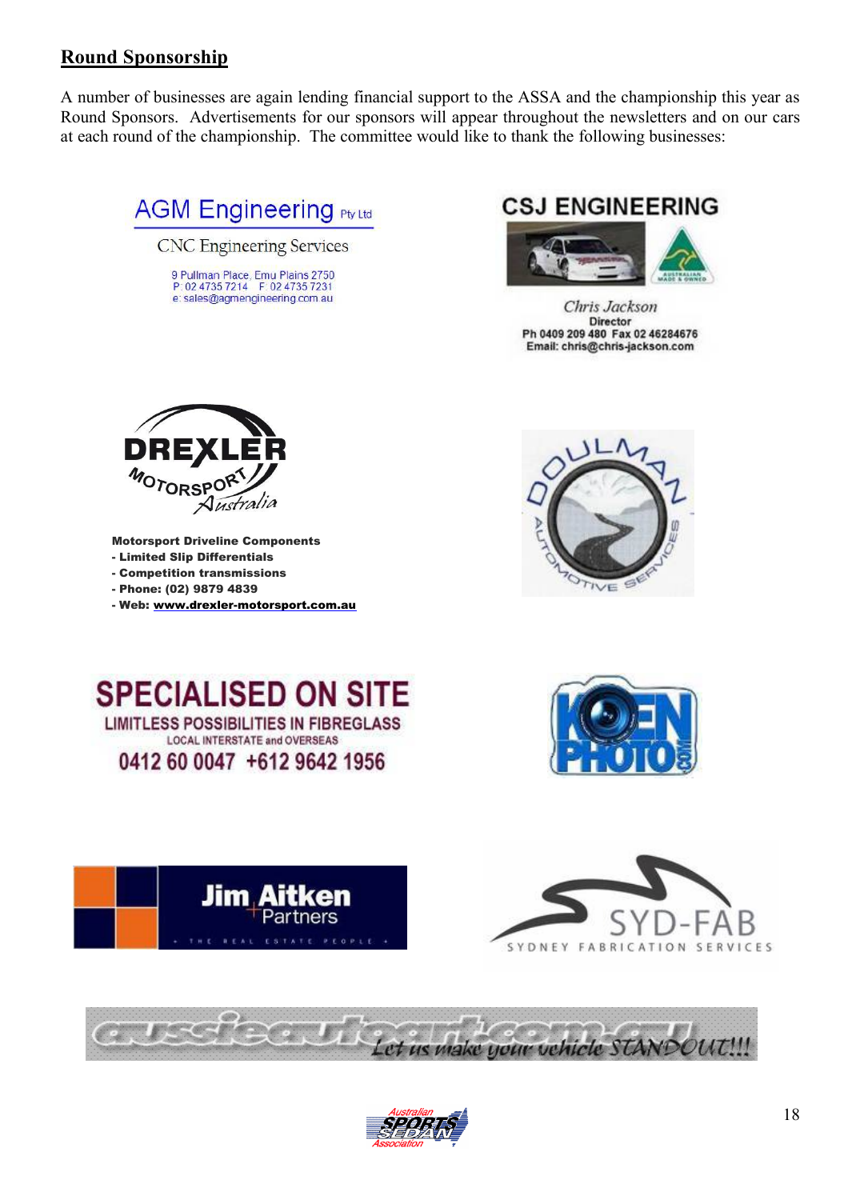## Round Sponsorship

A number of businesses are again lending financial support to the ASSA and the championship this year as Round Sponsors. Advertisements for our sponsors will appear throughout the newsletters and on our cars at each round of the championship. The committee would like to thank the following businesses:

**AGM Engineering** Pty Ltd

CNC Engineering Services

9 Pullman Place, Emu Plains 2750
P: 02 4735 7214 F: 02 4735 7231
e: sales@agmengineering.com.au

**CSJ ENGINEERING**

*Chris Jackson*
Director
Ph 0409 209 480 Fax 02 46284676
Email: chris@chris-jackson.com

**DREXLER MOTORSPORT** *Australia*

**Motorsport Driveline Components**
- **Limited Slip Differentials**
- **Competition transmissions**
- **Phone: (02) 9879 4839**
- **Web: www.drexler-motorsport.com.au**

DOULMAN AUTOMOTIVE SERVICES

**SPECIALISED ON SITE**
LIMITLESS POSSIBILITIES IN FIBREGLASS
LOCAL INTERSTATE and OVERSEAS
0412 60 0047 +612 9642 1956

KOENPHOTO.COM

**Jim Aitken** + Partners
THE REAL ESTATE PEOPLE

SYD-FAB
SYDNEY FABRICATION SERVICES

aussieautoart.com.au *Let us make your vehicle STANDOUT!!!*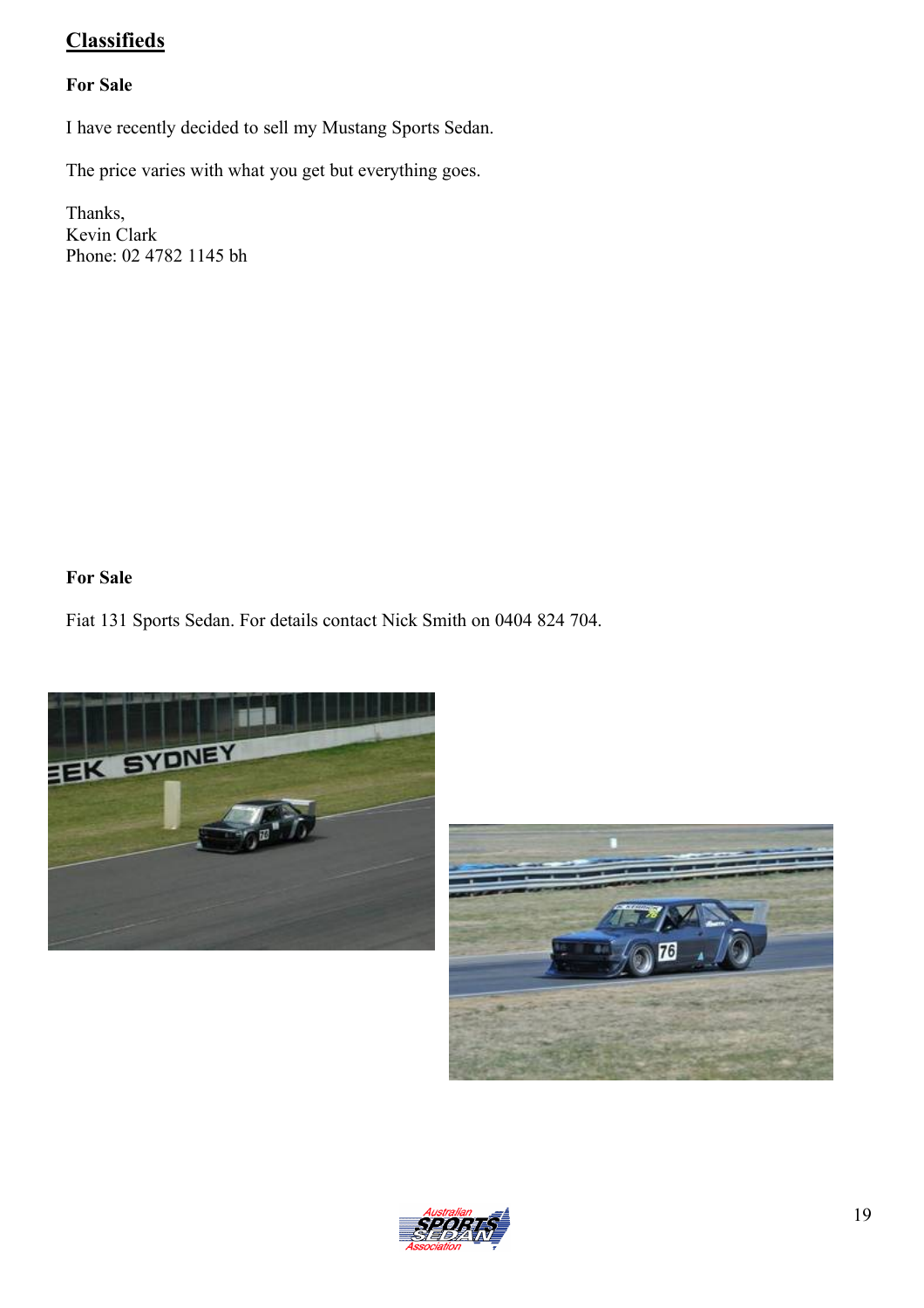## Classifieds

**For Sale**

I have recently decided to sell my Mustang Sports Sedan.

The price varies with what you get but everything goes.

Thanks,
Kevin Clark
Phone: 02 4782 1145 bh

**For Sale**

Fiat 131 Sports Sedan. For details contact Nick Smith on 0404 824 704.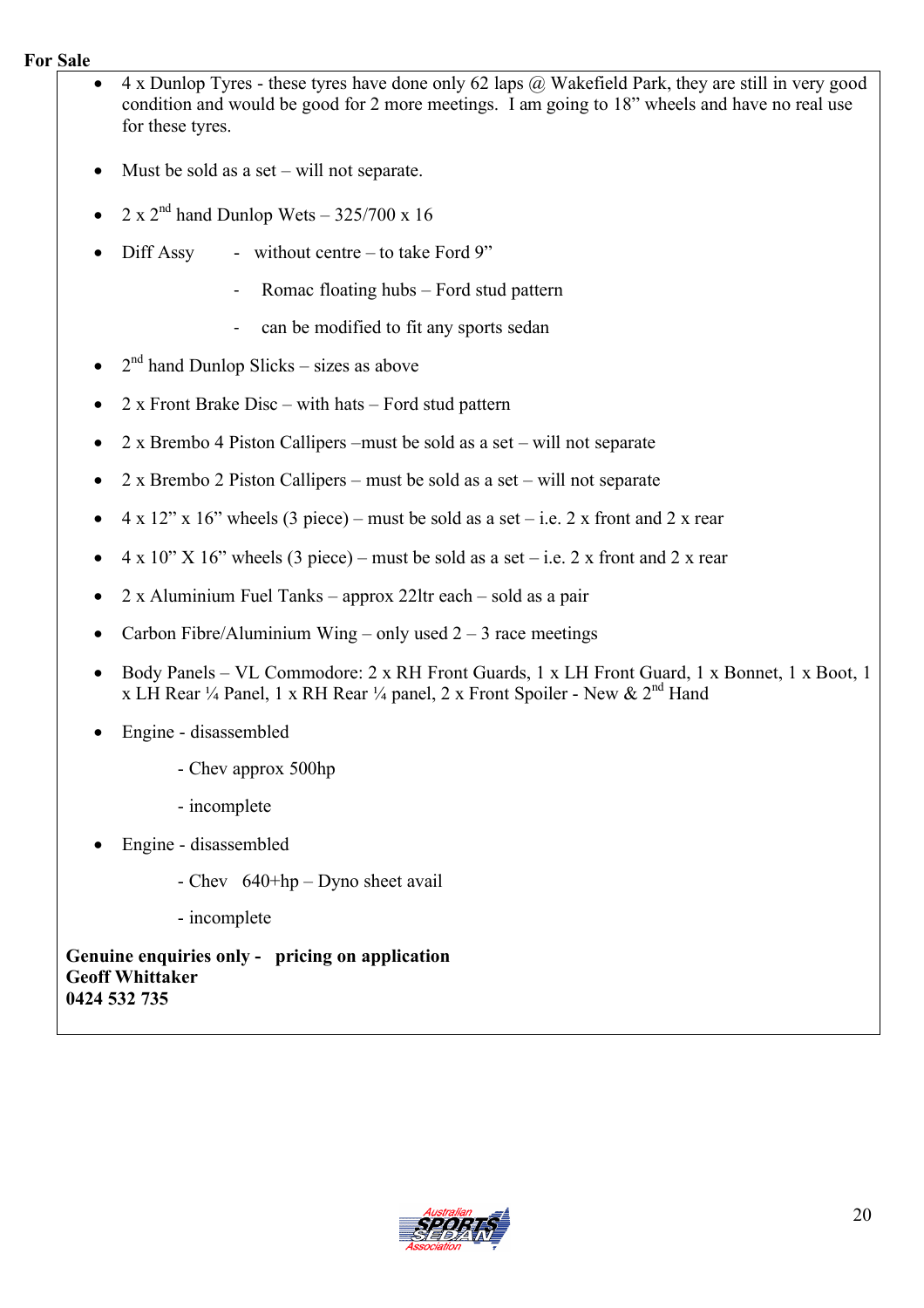**For Sale**

- 4 x Dunlop Tyres - these tyres have done only 62 laps @ Wakefield Park, they are still in very good condition and would be good for 2 more meetings. I am going to 18" wheels and have no real use for these tyres.
- Must be sold as a set – will not separate.
- 2 x 2nd hand Dunlop Wets – 325/700 x 16
- Diff Assy
  - without centre – to take Ford 9"
  - Romac floating hubs – Ford stud pattern
  - can be modified to fit any sports sedan
- 2nd hand Dunlop Slicks – sizes as above
- 2 x Front Brake Disc – with hats – Ford stud pattern
- 2 x Brembo 4 Piston Callipers –must be sold as a set – will not separate
- 2 x Brembo 2 Piston Callipers – must be sold as a set – will not separate
- 4 x 12" x 16" wheels (3 piece) – must be sold as a set – i.e. 2 x front and 2 x rear
- 4 x 10" X 16" wheels (3 piece) – must be sold as a set – i.e. 2 x front and 2 x rear
- 2 x Aluminium Fuel Tanks – approx 22ltr each – sold as a pair
- Carbon Fibre/Aluminium Wing – only used 2 – 3 race meetings
- Body Panels – VL Commodore: 2 x RH Front Guards, 1 x LH Front Guard, 1 x Bonnet, 1 x Boot, 1 x LH Rear ¼ Panel, 1 x RH Rear ¼ panel, 2 x Front Spoiler - New & 2nd Hand
- Engine - disassembled
  - Chev approx 500hp
  - incomplete
- Engine - disassembled
  - Chev 640+hp – Dyno sheet avail
  - incomplete

**Genuine enquiries only - pricing on application**
**Geoff Whittaker**
**0424 532 735**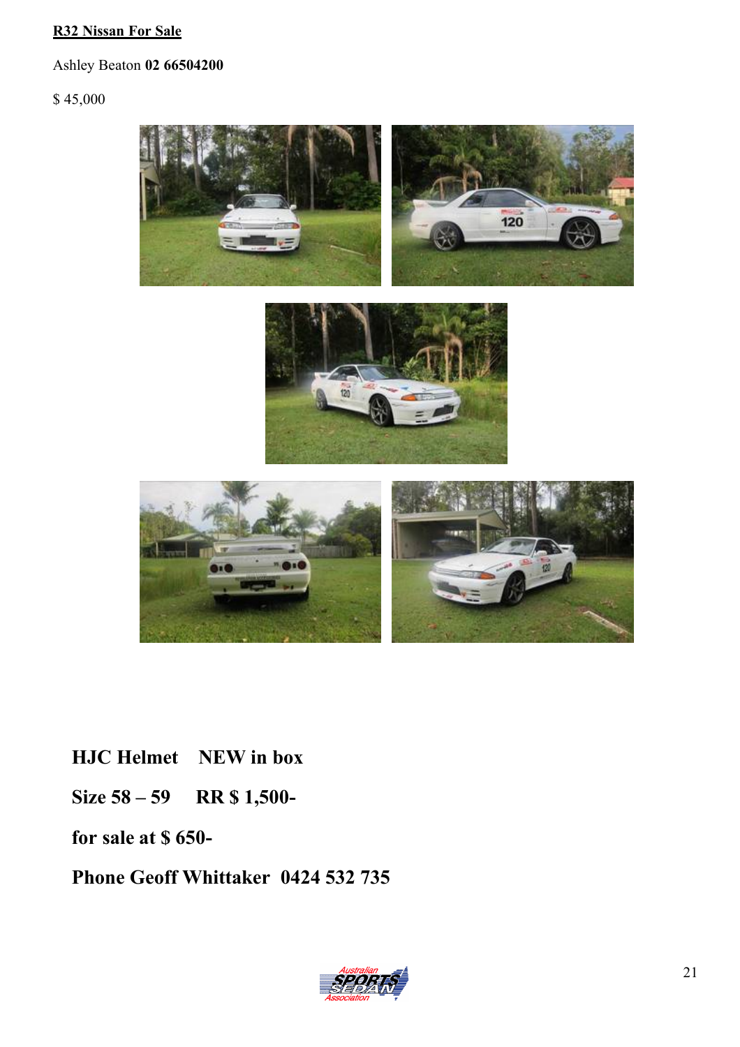**R32 Nissan For Sale**

Ashley Beaton **02 66504200**

$ 45,000

**HJC Helmet    NEW in box**

**Size 58 – 59    RR $ 1,500-**

**for sale at $ 650-**

**Phone Geoff Whittaker  0424 532 735**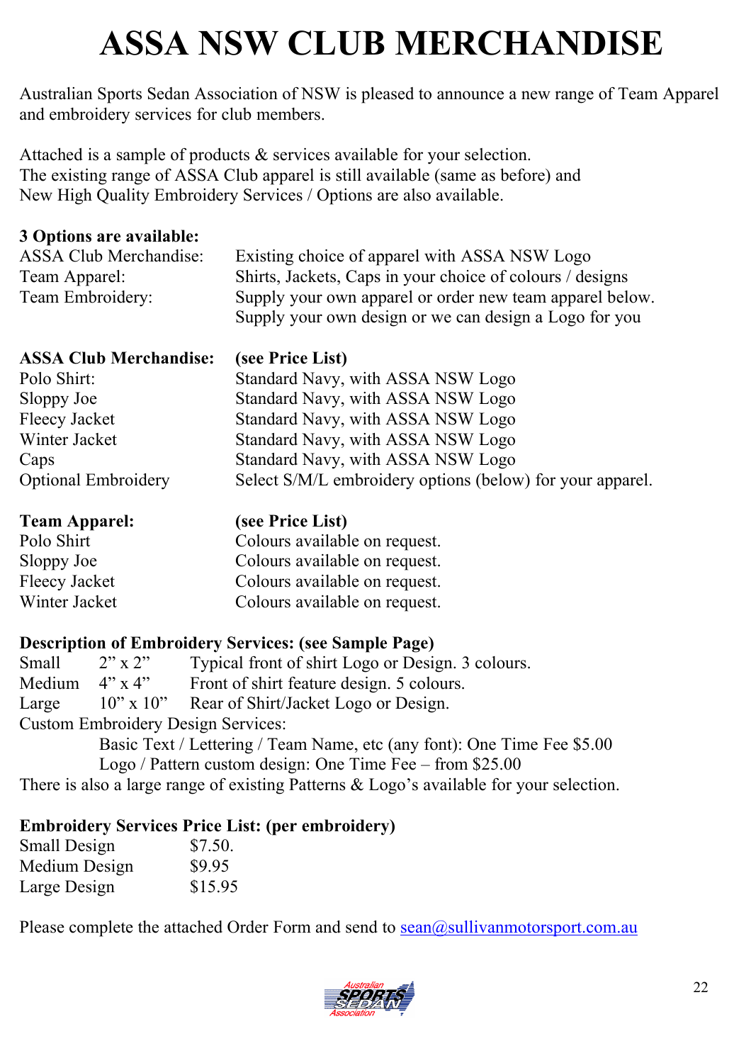# ASSA NSW CLUB MERCHANDISE

Australian Sports Sedan Association of NSW is pleased to announce a new range of Team Apparel and embroidery services for club members.

Attached is a sample of products & services available for your selection.
The existing range of ASSA Club apparel is still available (same as before) and
New High Quality Embroidery Services / Options are also available.

**3 Options are available:**

| | |
|---|---|
| ASSA Club Merchandise: | Existing choice of apparel with ASSA NSW Logo |
| Team Apparel: | Shirts, Jackets, Caps in your choice of colours / designs |
| Team Embroidery: | Supply your own apparel or order new team apparel below. Supply your own design or we can design a Logo for you |

| **ASSA Club Merchandise:** | **(see Price List)** |
|---|---|
| Polo Shirt: | Standard Navy, with ASSA NSW Logo |
| Sloppy Joe | Standard Navy, with ASSA NSW Logo |
| Fleecy Jacket | Standard Navy, with ASSA NSW Logo |
| Winter Jacket | Standard Navy, with ASSA NSW Logo |
| Caps | Standard Navy, with ASSA NSW Logo |
| Optional Embroidery | Select S/M/L embroidery options (below) for your apparel. |

| **Team Apparel:** | **(see Price List)** |
|---|---|
| Polo Shirt | Colours available on request. |
| Sloppy Joe | Colours available on request. |
| Fleecy Jacket | Colours available on request. |
| Winter Jacket | Colours available on request. |

**Description of Embroidery Services: (see Sample Page)**

| | | |
|---|---|---|
| Small | 2" x 2" | Typical front of shirt Logo or Design. 3 colours. |
| Medium | 4" x 4" | Front of shirt feature design. 5 colours. |
| Large | 10" x 10" | Rear of Shirt/Jacket Logo or Design. |

Custom Embroidery Design Services:

Basic Text / Lettering / Team Name, etc (any font): One Time Fee $5.00

Logo / Pattern custom design: One Time Fee – from $25.00

There is also a large range of existing Patterns & Logo's available for your selection.

**Embroidery Services Price List: (per embroidery)**

| | |
|---|---|
| Small Design | $7.50. |
| Medium Design | $9.95 |
| Large Design | $15.95 |

Please complete the attached Order Form and send to sean@sullivanmotorsport.com.au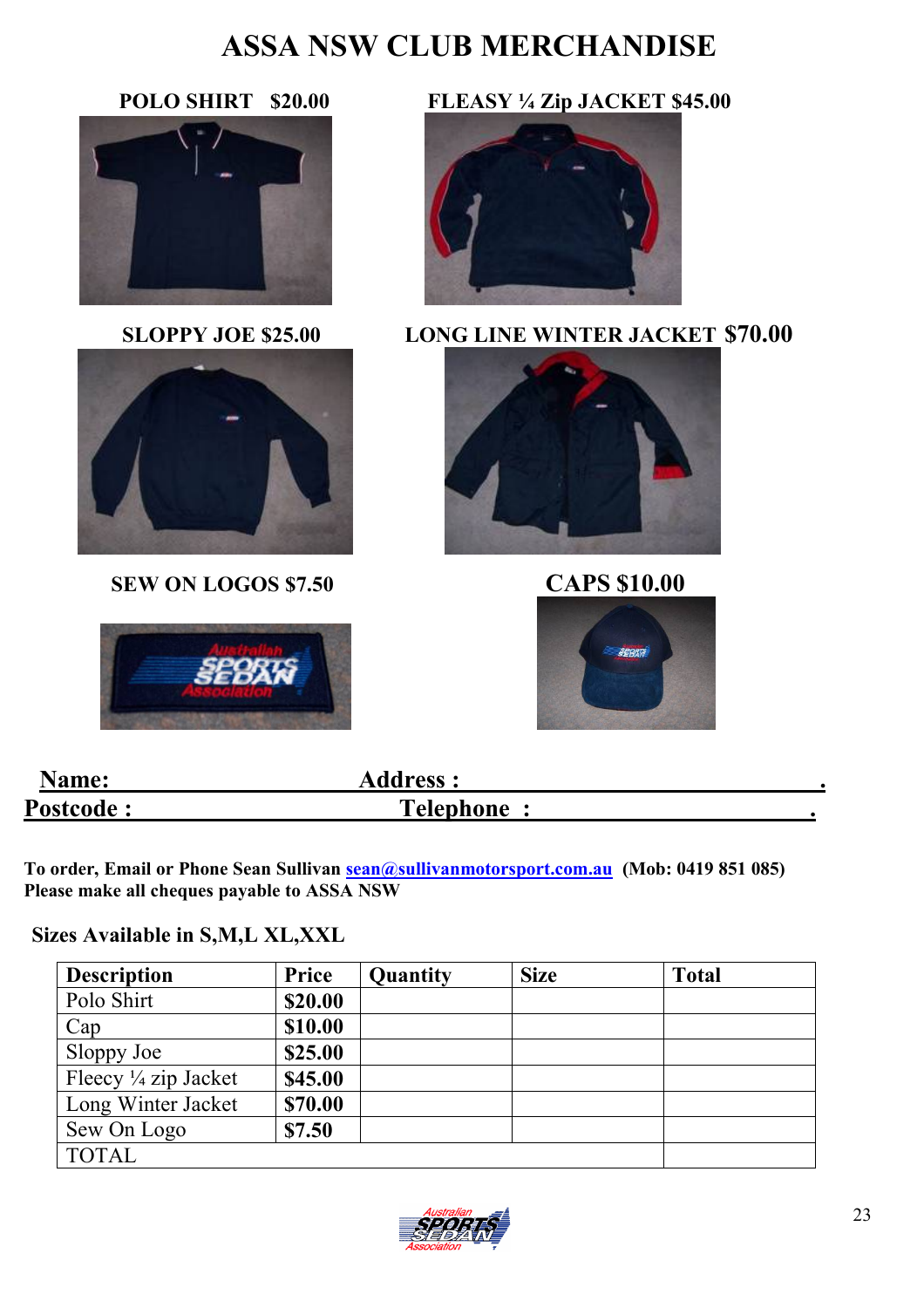# ASSA NSW CLUB MERCHANDISE

**POLO SHIRT $20.00**

**FLEASY ¼ Zip JACKET $45.00**

**SLOPPY JOE $25.00**

**LONG LINE WINTER JACKET $70.00**

**SEW ON LOGOS $7.50**

**CAPS $10.00**

**Name:** ____________________ **Address :** ____________________.

**Postcode :** ____________________ **Telephone :** ____________________.

**To order, Email or Phone Sean Sullivan sean@sullivanmotorsport.com.au (Mob: 0419 851 085)**
**Please make all cheques payable to ASSA NSW**

**Sizes Available in S,M,L XL,XXL**

| Description | Price | Quantity | Size | Total |
|---|---|---|---|---|
| Polo Shirt | $20.00 | | | |
| Cap | $10.00 | | | |
| Sloppy Joe | $25.00 | | | |
| Fleecy ¼ zip Jacket | $45.00 | | | |
| Long Winter Jacket | $70.00 | | | |
| Sew On Logo | $7.50 | | | |
| TOTAL | | | | |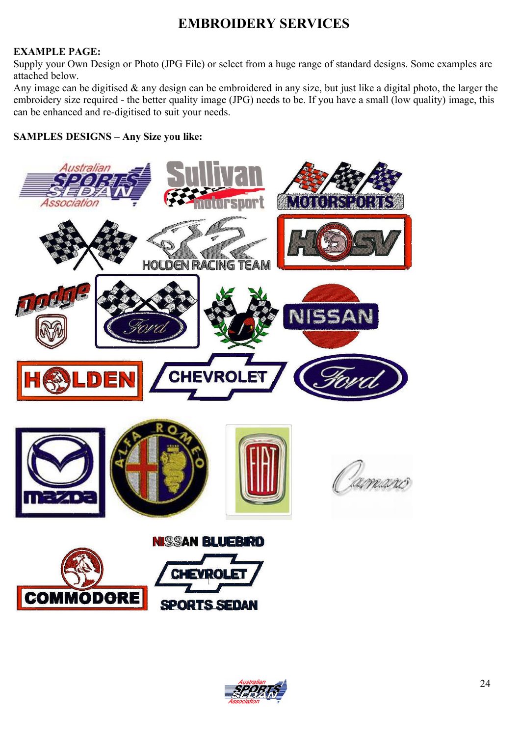# EMBROIDERY SERVICES

**EXAMPLE PAGE:**

Supply your Own Design or Photo (JPG File) or select from a huge range of standard designs. Some examples are attached below.

Any image can be digitised & any design can be embroidered in any size, but just like a digital photo, the larger the embroidery size required - the better quality image (JPG) needs to be. If you have a small (low quality) image, this can be enhanced and re-digitised to suit your needs.

**SAMPLES DESIGNS – Any Size you like:**